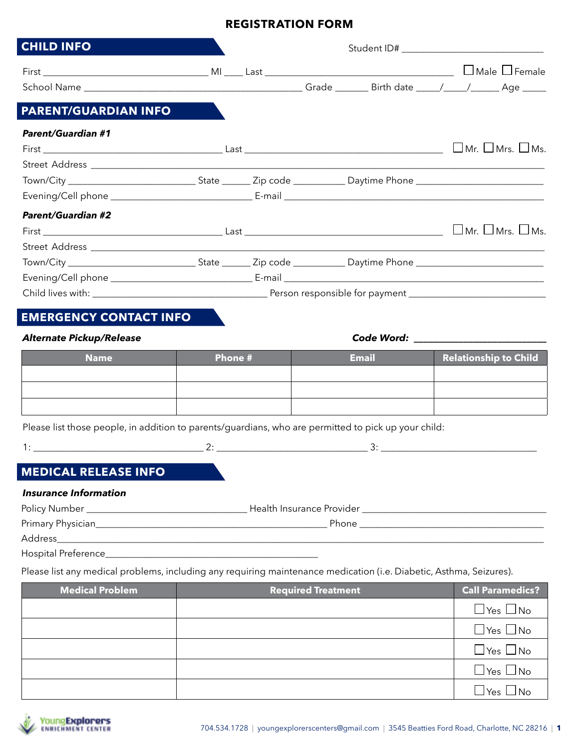# REGISTRATION FORM

## CHILD INFO

Student ID# ____________________________

First ______________________________ MI ____ Last ____________________________________ ☐ Male ☐ Female

School Name ________________________________________ Grade _______ Birth date _____/_____/______ Age _____

## PARENT/GUARDIAN INFO

***Parent/Guardian #1***

First ________________________________ Last ____________________________________ ☐ Mr. ☐ Mrs. ☐ Ms.

Street Address ________________________________________________________________________________

Town/City ________________________ State ______ Zip code __________ Daytime Phone ________________________

Evening/Cell phone ___________________________ E-mail ________________________________________________

***Parent/Guardian #2***

First ________________________________ Last ____________________________________ ☐ Mr. ☐ Mrs. ☐ Ms.

Street Address ________________________________________________________________________________

Town/City ________________________ State ______ Zip code __________ Daytime Phone ________________________

Evening/Cell phone ___________________________ E-mail ________________________________________________

Child lives with: _________________________________ Person responsible for payment __________________________

## EMERGENCY CONTACT INFO

***Alternate Pickup/Release*** ***Code Word:*** ________________________

| Name | Phone # | Email | Relationship to Child |
|---|---|---|---|
| | | | |
| | | | |
| | | | |

Please list those people, in addition to parents/guardians, who are permitted to pick up your child:

1: _________________________________ 2: _____________________________ 3: _______________________________

## MEDICAL RELEASE INFO

***Insurance Information***

Policy Number _______________________________ Health Insurance Provider ____________________________________

Primary Physician_____________________________________________ Phone ____________________________________

Address_______________________________________________________________________________________________

Hospital Preference___________________________________________

Please list any medical problems, including any requiring maintenance medication (i.e. Diabetic, Asthma, Seizures).

| Medical Problem | Required Treatment | Call Paramedics? |
|---|---|---|
| | | ☐ Yes ☐ No |
| | | ☐ Yes ☐ No |
| | | ☐ Yes ☐ No |
| | | ☐ Yes ☐ No |
| | | ☐ Yes ☐ No |

YoungExplorers ENRICHMENT CENTER

704.534.1728 | youngexplorerscenters@gmail.com | 3545 Beatties Ford Road, Charlotte, NC 28216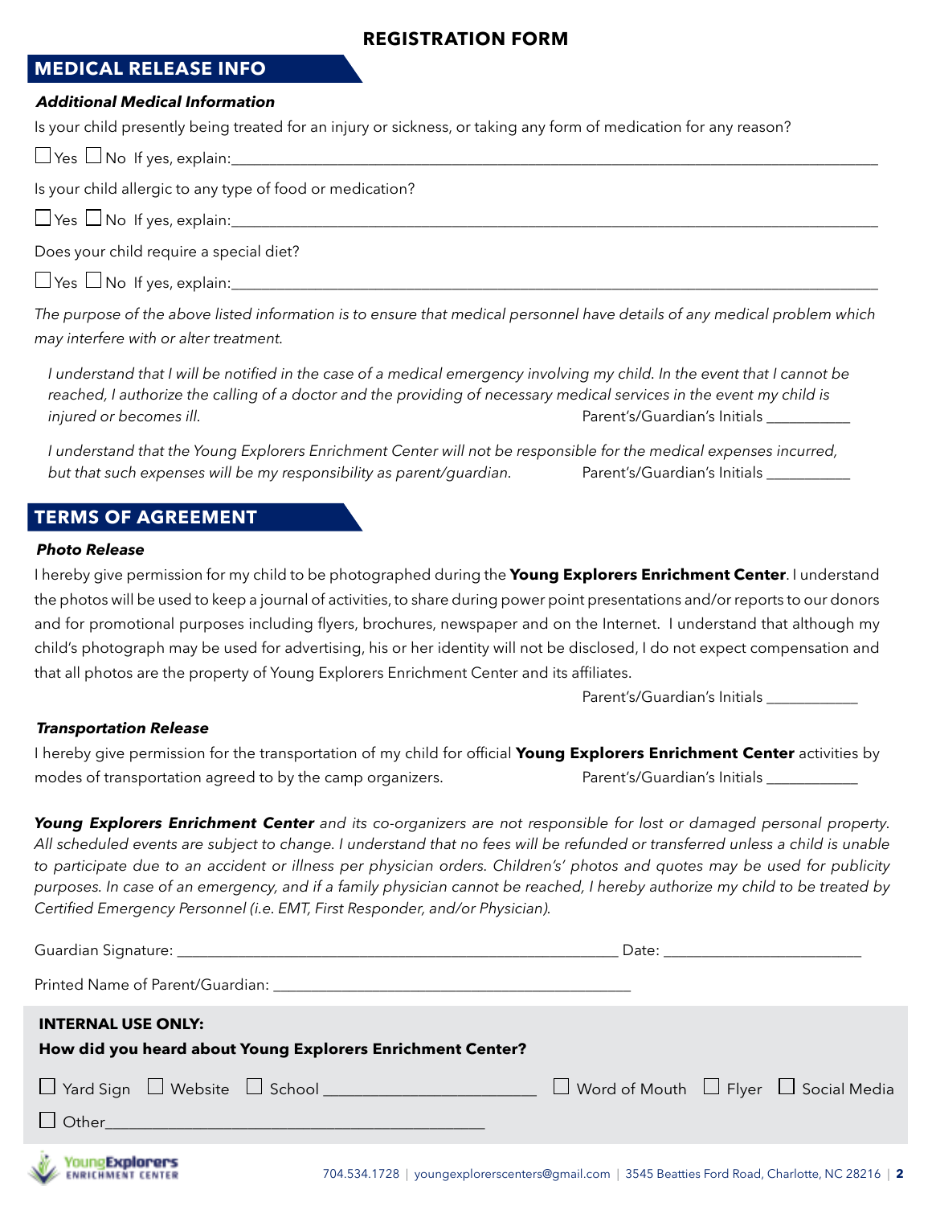# REGISTRATION FORM

## MEDICAL RELEASE INFO

***Additional Medical Information***

Is your child presently being treated for an injury or sickness, or taking any form of medication for any reason?

☐ Yes ☐ No If yes, explain:\_\_\_\_\_\_\_\_\_\_\_\_\_\_\_\_\_\_\_\_\_\_\_\_\_\_\_\_\_\_\_\_\_\_\_\_\_\_\_\_\_\_\_\_\_\_\_\_

Is your child allergic to any type of food or medication?

☐ Yes ☐ No If yes, explain:\_\_\_\_\_\_\_\_\_\_\_\_\_\_\_\_\_\_\_\_\_\_\_\_\_\_\_\_\_\_\_\_\_\_\_\_\_\_\_\_\_\_\_\_\_\_\_\_

Does your child require a special diet?

☐ Yes ☐ No If yes, explain:\_\_\_\_\_\_\_\_\_\_\_\_\_\_\_\_\_\_\_\_\_\_\_\_\_\_\_\_\_\_\_\_\_\_\_\_\_\_\_\_\_\_\_\_\_\_\_\_

*The purpose of the above listed information is to ensure that medical personnel have details of any medical problem which may interfere with or alter treatment.*

*I understand that I will be notified in the case of a medical emergency involving my child. In the event that I cannot be reached, I authorize the calling of a doctor and the providing of necessary medical services in the event my child is injured or becomes ill.* Parent's/Guardian's Initials \_\_\_\_\_\_\_\_\_\_\_

*I understand that the Young Explorers Enrichment Center will not be responsible for the medical expenses incurred, but that such expenses will be my responsibility as parent/guardian.* Parent's/Guardian's Initials \_\_\_\_\_\_\_\_\_\_\_

## TERMS OF AGREEMENT

***Photo Release***

I hereby give permission for my child to be photographed during the **Young Explorers Enrichment Center**. I understand the photos will be used to keep a journal of activities, to share during power point presentations and/or reports to our donors and for promotional purposes including flyers, brochures, newspaper and on the Internet. I understand that although my child's photograph may be used for advertising, his or her identity will not be disclosed, I do not expect compensation and that all photos are the property of Young Explorers Enrichment Center and its affiliates.

Parent's/Guardian's Initials \_\_\_\_\_\_\_\_\_\_\_\_

***Transportation Release***

I hereby give permission for the transportation of my child for official **Young Explorers Enrichment Center** activities by modes of transportation agreed to by the camp organizers. Parent's/Guardian's Initials \_\_\_\_\_\_\_\_\_\_\_\_

***Young Explorers Enrichment Center*** *and its co-organizers are not responsible for lost or damaged personal property. All scheduled events are subject to change. I understand that no fees will be refunded or transferred unless a child is unable to participate due to an accident or illness per physician orders. Childrens' photos and quotes may be used for publicity purposes. In case of an emergency, and if a family physician cannot be reached, I hereby authorize my child to be treated by Certified Emergency Personnel (i.e. EMT, First Responder, and/or Physician).*

Guardian Signature: \_\_\_\_\_\_\_\_\_\_\_\_\_\_\_\_\_\_\_\_\_\_\_\_\_\_\_\_\_\_\_\_\_\_\_\_\_\_\_\_\_\_ Date: \_\_\_\_\_\_\_\_\_\_\_\_\_\_\_\_\_\_\_

Printed Name of Parent/Guardian: \_\_\_\_\_\_\_\_\_\_\_\_\_\_\_\_\_\_\_\_\_\_\_\_\_\_\_\_\_\_\_\_\_\_\_\_

**INTERNAL USE ONLY:**

**How did you heard about Young Explorers Enrichment Center?**

☐ Yard Sign ☐ Website ☐ School \_\_\_\_\_\_\_\_\_\_\_\_\_\_\_\_\_\_\_\_\_ ☐ Word of Mouth ☐ Flyer ☐ Social Media

☐ Other\_\_\_\_\_\_\_\_\_\_\_\_\_\_\_\_\_\_\_\_\_\_\_\_\_\_\_\_\_\_\_\_\_\_\_\_\_\_

Young Explorers ENRICHMENT CENTER

704.534.1728 | youngexplorerscenters@gmail.com | 3545 Beatties Ford Road, Charlotte, NC 28216